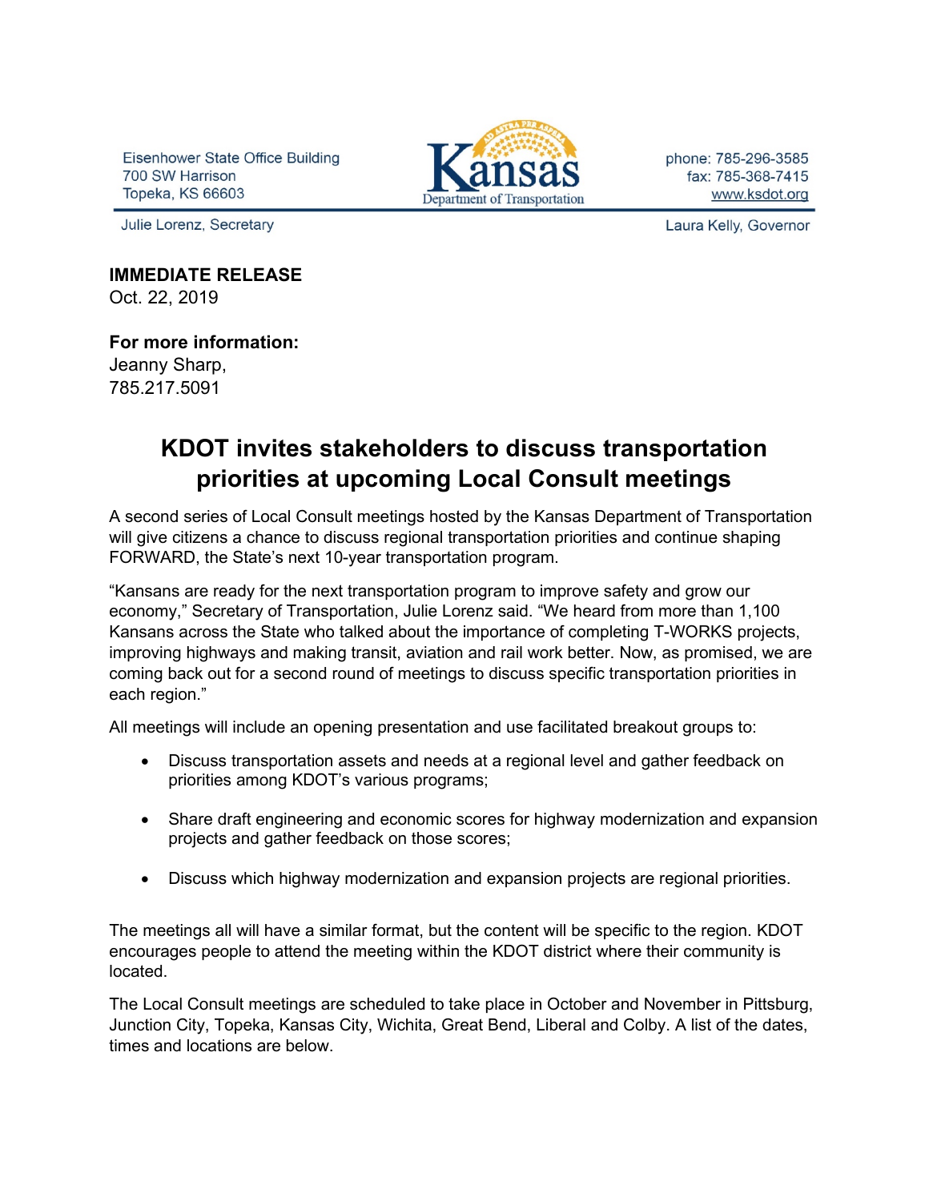Eisenhower State Office Building
700 SW Harrison
Topeka, KS 66603

Kansas Department of Transportation

phone: 785-296-3585
fax: 785-368-7415
www.ksdot.org

Julie Lorenz, Secretary

Laura Kelly, Governor

**IMMEDIATE RELEASE**
Oct. 22, 2019

**For more information:**
Jeanny Sharp,
785.217.5091

# KDOT invites stakeholders to discuss transportation priorities at upcoming Local Consult meetings

A second series of Local Consult meetings hosted by the Kansas Department of Transportation will give citizens a chance to discuss regional transportation priorities and continue shaping FORWARD, the State's next 10-year transportation program.

"Kansans are ready for the next transportation program to improve safety and grow our economy," Secretary of Transportation, Julie Lorenz said. "We heard from more than 1,100 Kansans across the State who talked about the importance of completing T-WORKS projects, improving highways and making transit, aviation and rail work better. Now, as promised, we are coming back out for a second round of meetings to discuss specific transportation priorities in each region."

All meetings will include an opening presentation and use facilitated breakout groups to:

- Discuss transportation assets and needs at a regional level and gather feedback on priorities among KDOT's various programs;
- Share draft engineering and economic scores for highway modernization and expansion projects and gather feedback on those scores;
- Discuss which highway modernization and expansion projects are regional priorities.

The meetings all will have a similar format, but the content will be specific to the region. KDOT encourages people to attend the meeting within the KDOT district where their community is located.

The Local Consult meetings are scheduled to take place in October and November in Pittsburg, Junction City, Topeka, Kansas City, Wichita, Great Bend, Liberal and Colby. A list of the dates, times and locations are below.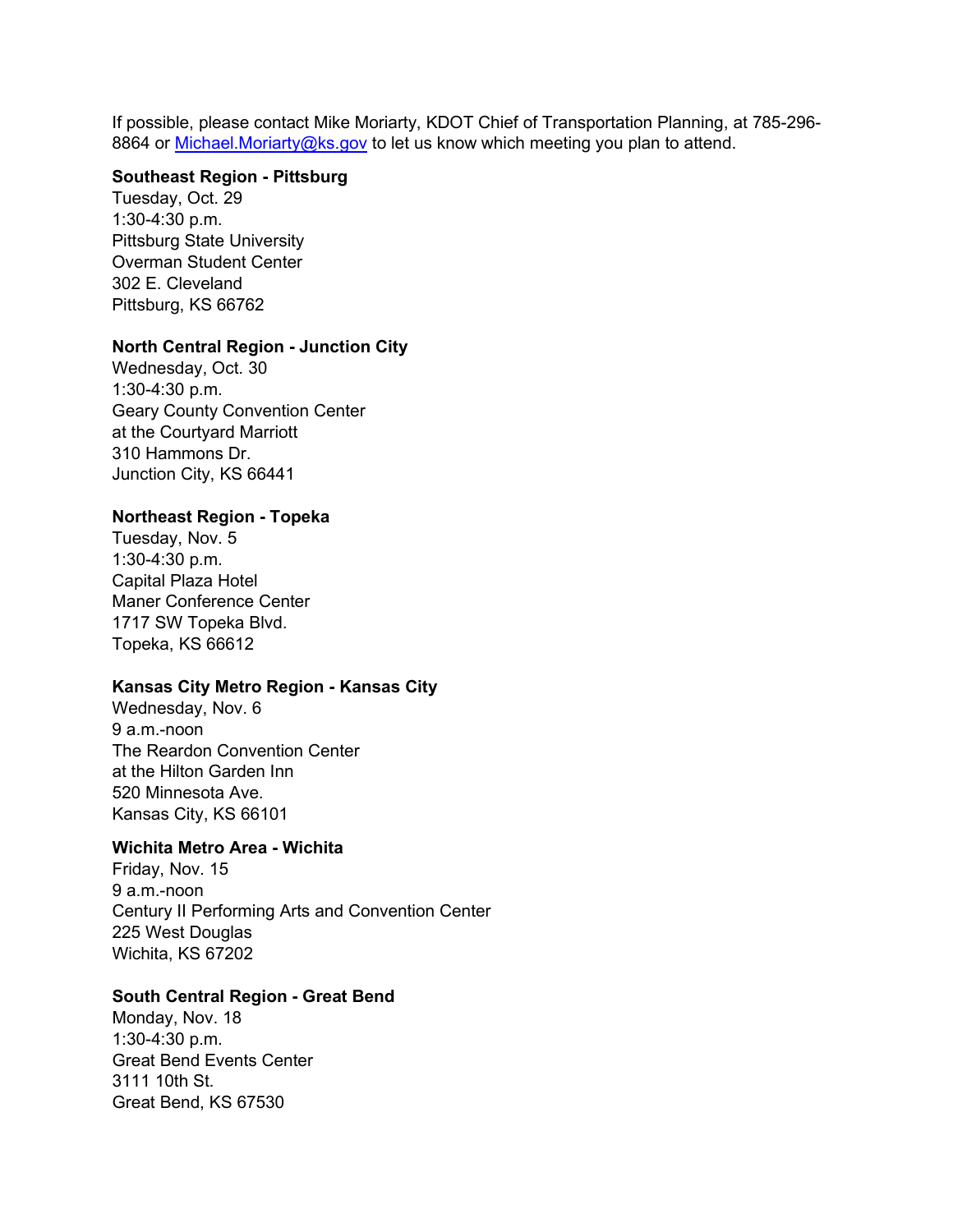If possible, please contact Mike Moriarty, KDOT Chief of Transportation Planning, at 785-296-8864 or [Michael.Moriarty@ks.gov](mailto:Michael.Moriarty@ks.gov) to let us know which meeting you plan to attend.

**Southeast Region - Pittsburg**
Tuesday, Oct. 29
1:30-4:30 p.m.
Pittsburg State University
Overman Student Center
302 E. Cleveland
Pittsburg, KS 66762

**North Central Region - Junction City**
Wednesday, Oct. 30
1:30-4:30 p.m.
Geary County Convention Center
at the Courtyard Marriott
310 Hammons Dr.
Junction City, KS 66441

**Northeast Region - Topeka**
Tuesday, Nov. 5
1:30-4:30 p.m.
Capital Plaza Hotel
Maner Conference Center
1717 SW Topeka Blvd.
Topeka, KS 66612

**Kansas City Metro Region - Kansas City**
Wednesday, Nov. 6
9 a.m.-noon
The Reardon Convention Center
at the Hilton Garden Inn
520 Minnesota Ave.
Kansas City, KS 66101

**Wichita Metro Area - Wichita**
Friday, Nov. 15
9 a.m.-noon
Century II Performing Arts and Convention Center
225 West Douglas
Wichita, KS 67202

**South Central Region - Great Bend**
Monday, Nov. 18
1:30-4:30 p.m.
Great Bend Events Center
3111 10th St.
Great Bend, KS 67530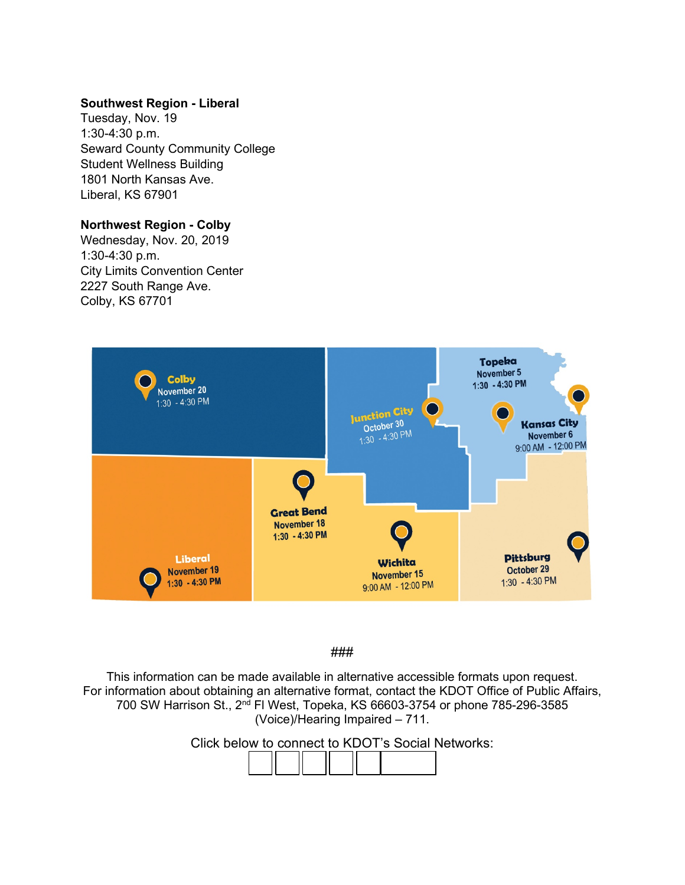**Southwest Region - Liberal**
Tuesday, Nov. 19
1:30-4:30 p.m.
Seward County Community College
Student Wellness Building
1801 North Kansas Ave.
Liberal, KS 67901

**Northwest Region - Colby**
Wednesday, Nov. 20, 2019
1:30-4:30 p.m.
City Limits Convention Center
2227 South Range Ave.
Colby, KS 67701

Colby
November 20
1:30 - 4:30 PM

Junction City
October 30
1:30 - 4:30 PM

Topeka
November 5
1:30 - 4:30 PM

Kansas City
November 6
9:00 AM - 12:00 PM

Great Bend
November 18
1:30 - 4:30 PM

Wichita
November 15
9:00 AM - 12:00 PM

Pittsburg
October 29
1:30 - 4:30 PM

Liberal
November 19
1:30 - 4:30 PM

###

This information can be made available in alternative accessible formats upon request. For information about obtaining an alternative format, contact the KDOT Office of Public Affairs, 700 SW Harrison St., 2nd Fl West, Topeka, KS 66603-3754 or phone 785-296-3585 (Voice)/Hearing Impaired – 711.

Click below to connect to KDOT's Social Networks: